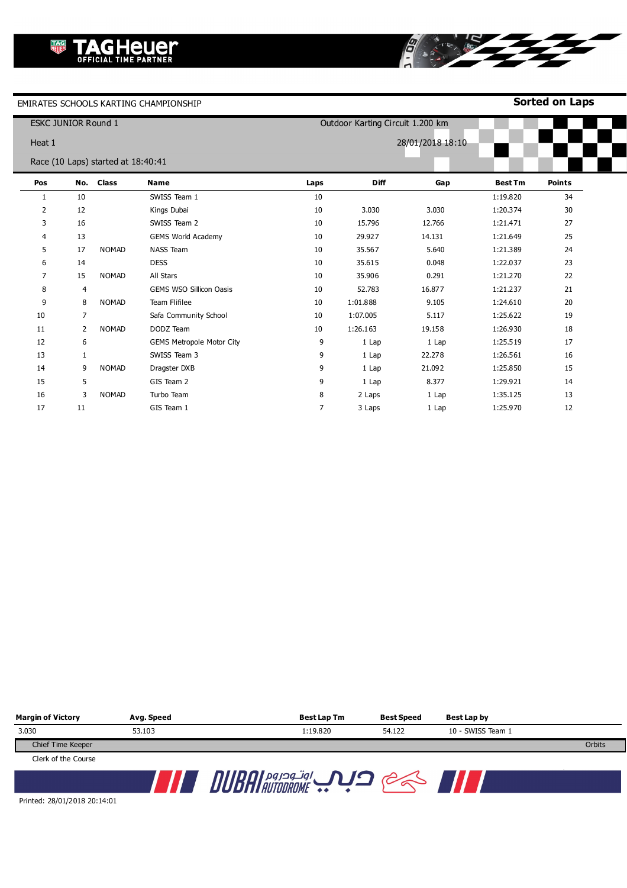TAG Heuer OFFICIAL TIME PARTNER

EMIRATES SCHOOLS KARTING CHAMPIONSHIP

**Sorted on Laps**

ESKC JUNIOR Round 1

Outdoor Karting Circuit 1.200 km

Heat 1

28/01/2018 18:10

Race (10 Laps) started at 18:40:41

| Pos | No. | Class | Name | Laps | Diff | Gap | Best Tm | Points |
|---|---|---|---|---|---|---|---|---|
| 1 | 10 | | SWISS Team 1 | 10 | | | 1:19.820 | 34 |
| 2 | 12 | | Kings Dubai | 10 | 3.030 | 3.030 | 1:20.374 | 30 |
| 3 | 16 | | SWISS Team 2 | 10 | 15.796 | 12.766 | 1:21.471 | 27 |
| 4 | 13 | | GEMS World Academy | 10 | 29.927 | 14.131 | 1:21.649 | 25 |
| 5 | 17 | NOMAD | NASS Team | 10 | 35.567 | 5.640 | 1:21.389 | 24 |
| 6 | 14 | | DESS | 10 | 35.615 | 0.048 | 1:22.037 | 23 |
| 7 | 15 | NOMAD | All Stars | 10 | 35.906 | 0.291 | 1:21.270 | 22 |
| 8 | 4 | | GEMS WSO Sillicon Oasis | 10 | 52.783 | 16.877 | 1:21.237 | 21 |
| 9 | 8 | NOMAD | Team Flifilee | 10 | 1:01.888 | 9.105 | 1:24.610 | 20 |
| 10 | 7 | | Safa Community School | 10 | 1:07.005 | 5.117 | 1:25.622 | 19 |
| 11 | 2 | NOMAD | DODZ Team | 10 | 1:26.163 | 19.158 | 1:26.930 | 18 |
| 12 | 6 | | GEMS Metropole Motor City | 9 | 1 Lap | 1 Lap | 1:25.519 | 17 |
| 13 | 1 | | SWISS Team 3 | 9 | 1 Lap | 22.278 | 1:26.561 | 16 |
| 14 | 9 | NOMAD | Dragster DXB | 9 | 1 Lap | 21.092 | 1:25.850 | 15 |
| 15 | 5 | | GIS Team 2 | 9 | 1 Lap | 8.377 | 1:29.921 | 14 |
| 16 | 3 | NOMAD | Turbo Team | 8 | 2 Laps | 1 Lap | 1:35.125 | 13 |
| 17 | 11 | | GIS Team 1 | 7 | 3 Laps | 1 Lap | 1:25.970 | 12 |

| Margin of Victory | Avg. Speed | Best Lap Tm | Best Speed | Best Lap by |
|---|---|---|---|---|
| 3.030 | 53.103 | 1:19.820 | 54.122 | 10 - SWISS Team 1 |

Chief Time Keeper

Orbits

Clerk of the Course

DUBAI AUTODROME اوتودروم دبي

Printed: 28/01/2018 20:14:01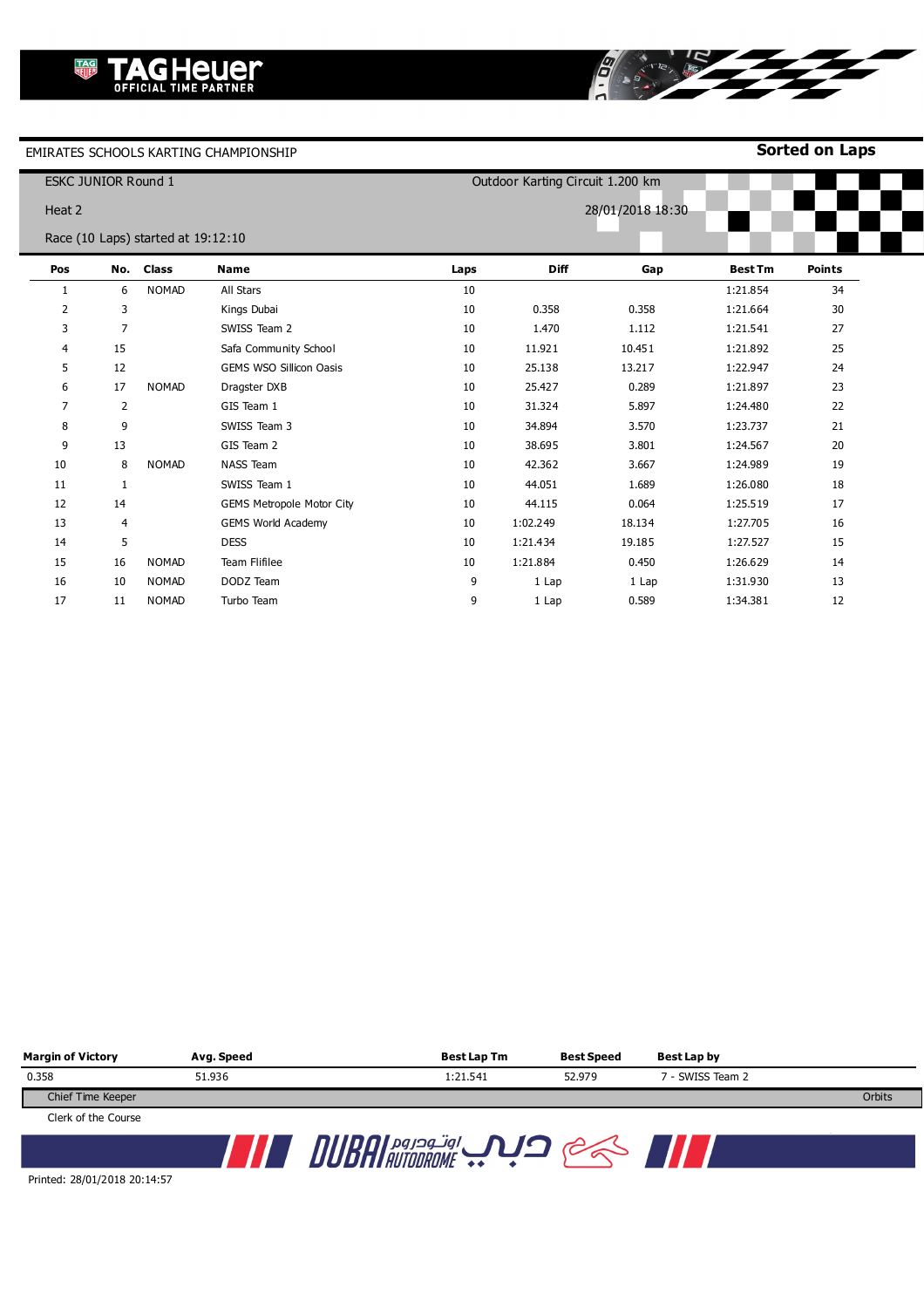TAG Heuer OFFICIAL TIME PARTNER

EMIRATES SCHOOLS KARTING CHAMPIONSHIP

**Sorted on Laps**

ESKC JUNIOR Round 1

Outdoor Karting Circuit 1.200 km

Heat 2

28/01/2018 18:30

Race (10 Laps) started at 19:12:10

| Pos | No. | Class | Name | Laps | Diff | Gap | Best Tm | Points |
|---|---|---|---|---|---|---|---|---|
| 1 | 6 | NOMAD | All Stars | 10 | | | 1:21.854 | 34 |
| 2 | 3 | | Kings Dubai | 10 | 0.358 | 0.358 | 1:21.664 | 30 |
| 3 | 7 | | SWISS Team 2 | 10 | 1.470 | 1.112 | 1:21.541 | 27 |
| 4 | 15 | | Safa Community School | 10 | 11.921 | 10.451 | 1:21.892 | 25 |
| 5 | 12 | | GEMS WSO Sillicon Oasis | 10 | 25.138 | 13.217 | 1:22.947 | 24 |
| 6 | 17 | NOMAD | Dragster DXB | 10 | 25.427 | 0.289 | 1:21.897 | 23 |
| 7 | 2 | | GIS Team 1 | 10 | 31.324 | 5.897 | 1:24.480 | 22 |
| 8 | 9 | | SWISS Team 3 | 10 | 34.894 | 3.570 | 1:23.737 | 21 |
| 9 | 13 | | GIS Team 2 | 10 | 38.695 | 3.801 | 1:24.567 | 20 |
| 10 | 8 | NOMAD | NASS Team | 10 | 42.362 | 3.667 | 1:24.989 | 19 |
| 11 | 1 | | SWISS Team 1 | 10 | 44.051 | 1.689 | 1:26.080 | 18 |
| 12 | 14 | | GEMS Metropole Motor City | 10 | 44.115 | 0.064 | 1:25.519 | 17 |
| 13 | 4 | | GEMS World Academy | 10 | 1:02.249 | 18.134 | 1:27.705 | 16 |
| 14 | 5 | | DESS | 10 | 1:21.434 | 19.185 | 1:27.527 | 15 |
| 15 | 16 | NOMAD | Team Flifilee | 10 | 1:21.884 | 0.450 | 1:26.629 | 14 |
| 16 | 10 | NOMAD | DODZ Team | 9 | 1 Lap | 1 Lap | 1:31.930 | 13 |
| 17 | 11 | NOMAD | Turbo Team | 9 | 1 Lap | 0.589 | 1:34.381 | 12 |

| Margin of Victory | Avg. Speed | Best Lap Tm | Best Speed | Best Lap by |
|---|---|---|---|---|
| 0.358 | 51.936 | 1:21.541 | 52.979 | 7 - SWISS Team 2 |

Chief Time Keeper — Orbits

Clerk of the Course

DUBAI AUTODROME اوتودروم دبي

Printed: 28/01/2018 20:14:57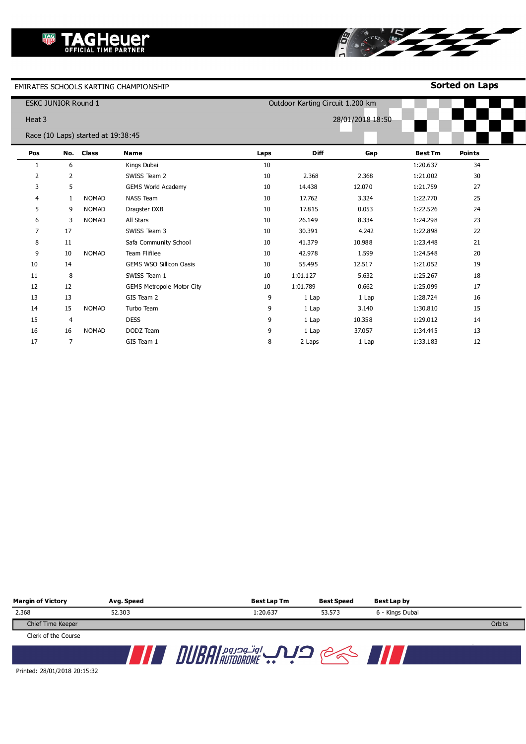TAG Heuer OFFICIAL TIME PARTNER

EMIRATES SCHOOLS KARTING CHAMPIONSHIP

**Sorted on Laps**

ESKC JUNIOR Round 1

Outdoor Karting Circuit 1.200 km

Heat 3

28/01/2018 18:50

Race (10 Laps) started at 19:38:45

| Pos | No. | Class | Name | Laps | Diff | Gap | Best Tm | Points |
|---|---|---|---|---|---|---|---|---|
| 1 | 6 | | Kings Dubai | 10 | | | 1:20.637 | 34 |
| 2 | 2 | | SWISS Team 2 | 10 | 2.368 | 2.368 | 1:21.002 | 30 |
| 3 | 5 | | GEMS World Academy | 10 | 14.438 | 12.070 | 1:21.759 | 27 |
| 4 | 1 | NOMAD | NASS Team | 10 | 17.762 | 3.324 | 1:22.770 | 25 |
| 5 | 9 | NOMAD | Dragster DXB | 10 | 17.815 | 0.053 | 1:22.526 | 24 |
| 6 | 3 | NOMAD | All Stars | 10 | 26.149 | 8.334 | 1:24.298 | 23 |
| 7 | 17 | | SWISS Team 3 | 10 | 30.391 | 4.242 | 1:22.898 | 22 |
| 8 | 11 | | Safa Community School | 10 | 41.379 | 10.988 | 1:23.448 | 21 |
| 9 | 10 | NOMAD | Team Flifilee | 10 | 42.978 | 1.599 | 1:24.548 | 20 |
| 10 | 14 | | GEMS WSO Sillicon Oasis | 10 | 55.495 | 12.517 | 1:21.052 | 19 |
| 11 | 8 | | SWISS Team 1 | 10 | 1:01.127 | 5.632 | 1:25.267 | 18 |
| 12 | 12 | | GEMS Metropole Motor City | 10 | 1:01.789 | 0.662 | 1:25.099 | 17 |
| 13 | 13 | | GIS Team 2 | 9 | 1 Lap | 1 Lap | 1:28.724 | 16 |
| 14 | 15 | NOMAD | Turbo Team | 9 | 1 Lap | 3.140 | 1:30.810 | 15 |
| 15 | 4 | | DESS | 9 | 1 Lap | 10.358 | 1:29.012 | 14 |
| 16 | 16 | NOMAD | DODZ Team | 9 | 1 Lap | 37.057 | 1:34.445 | 13 |
| 17 | 7 | | GIS Team 1 | 8 | 2 Laps | 1 Lap | 1:33.183 | 12 |

| Margin of Victory | Avg. Speed | Best Lap Tm | Best Speed | Best Lap by |
|---|---|---|---|---|
| 2.368 | 52.303 | 1:20.637 | 53.573 | 6 - Kings Dubai |

Chief Time Keeper

Orbits

Clerk of the Course

DUBAI AUTODROME اوتودروم دبي

Printed: 28/01/2018 20:15:32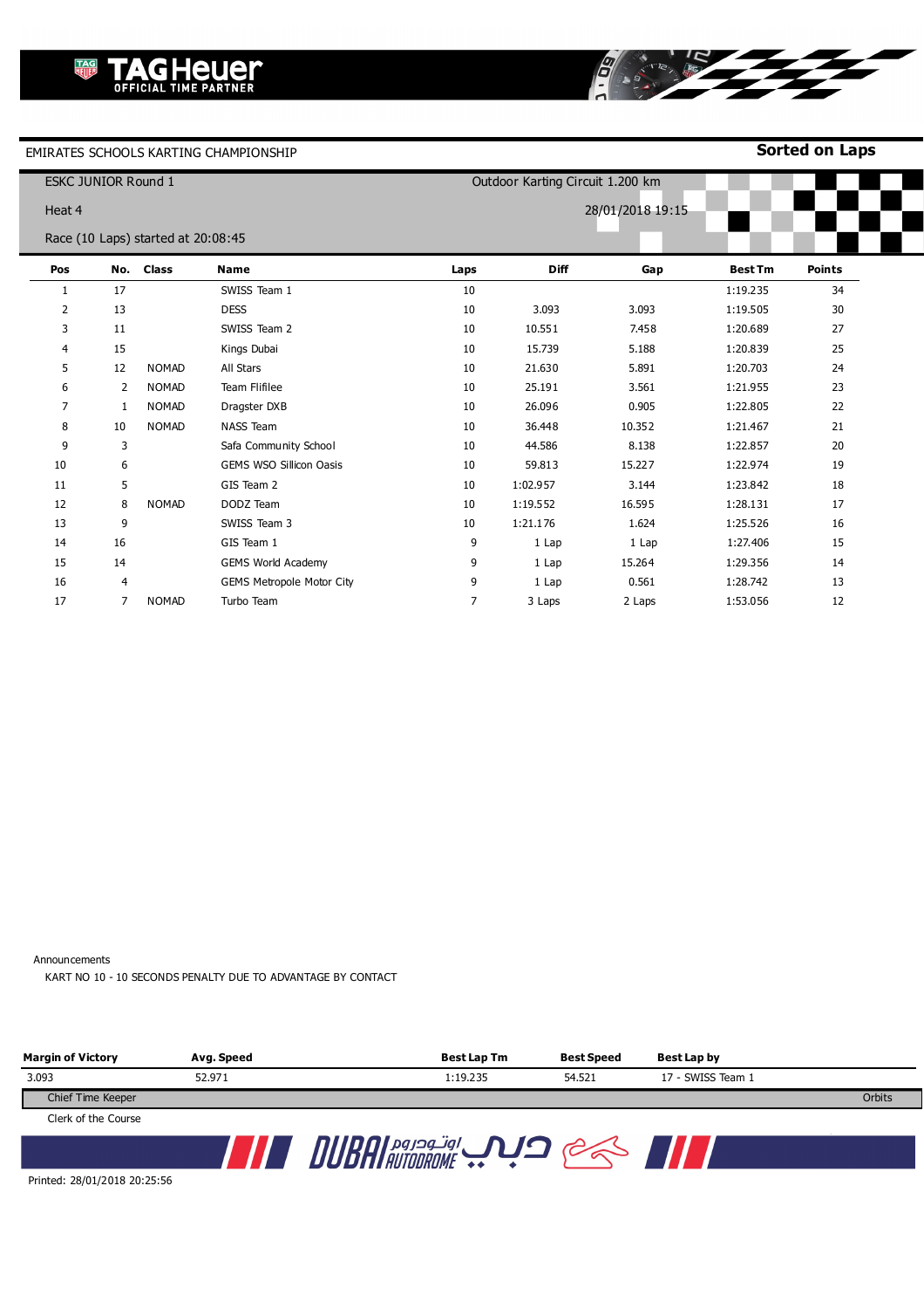EMIRATES SCHOOLS KARTING CHAMPIONSHIP

**Sorted on Laps**

ESKC JUNIOR Round 1

Outdoor Karting Circuit 1.200 km

Heat 4

28/01/2018 19:15

Race (10 Laps) started at 20:08:45

| Pos | No. | Class | Name | Laps | Diff | Gap | Best Tm | Points |
|---|---|---|---|---|---|---|---|---|
| 1 | 17 | | SWISS Team 1 | 10 | | | 1:19.235 | 34 |
| 2 | 13 | | DESS | 10 | 3.093 | 3.093 | 1:19.505 | 30 |
| 3 | 11 | | SWISS Team 2 | 10 | 10.551 | 7.458 | 1:20.689 | 27 |
| 4 | 15 | | Kings Dubai | 10 | 15.739 | 5.188 | 1:20.839 | 25 |
| 5 | 12 | NOMAD | All Stars | 10 | 21.630 | 5.891 | 1:20.703 | 24 |
| 6 | 2 | NOMAD | Team Flifilee | 10 | 25.191 | 3.561 | 1:21.955 | 23 |
| 7 | 1 | NOMAD | Dragster DXB | 10 | 26.096 | 0.905 | 1:22.805 | 22 |
| 8 | 10 | NOMAD | NASS Team | 10 | 36.448 | 10.352 | 1:21.467 | 21 |
| 9 | 3 | | Safa Community School | 10 | 44.586 | 8.138 | 1:22.857 | 20 |
| 10 | 6 | | GEMS WSO Sillicon Oasis | 10 | 59.813 | 15.227 | 1:22.974 | 19 |
| 11 | 5 | | GIS Team 2 | 10 | 1:02.957 | 3.144 | 1:23.842 | 18 |
| 12 | 8 | NOMAD | DODZ Team | 10 | 1:19.552 | 16.595 | 1:28.131 | 17 |
| 13 | 9 | | SWISS Team 3 | 10 | 1:21.176 | 1.624 | 1:25.526 | 16 |
| 14 | 16 | | GIS Team 1 | 9 | 1 Lap | 1 Lap | 1:27.406 | 15 |
| 15 | 14 | | GEMS World Academy | 9 | 1 Lap | 15.264 | 1:29.356 | 14 |
| 16 | 4 | | GEMS Metropole Motor City | 9 | 1 Lap | 0.561 | 1:28.742 | 13 |
| 17 | 7 | NOMAD | Turbo Team | 7 | 3 Laps | 2 Laps | 1:53.056 | 12 |

Announcements

KART NO 10 - 10 SECONDS PENALTY DUE TO ADVANTAGE BY CONTACT

| Margin of Victory | Avg. Speed | Best Lap Tm | Best Speed | Best Lap by |
|---|---|---|---|---|
| 3.093 | 52.971 | 1:19.235 | 54.521 | 17 - SWISS Team 1 |

Chief Time Keeper

Orbits

Clerk of the Course

Printed: 28/01/2018 20:25:56